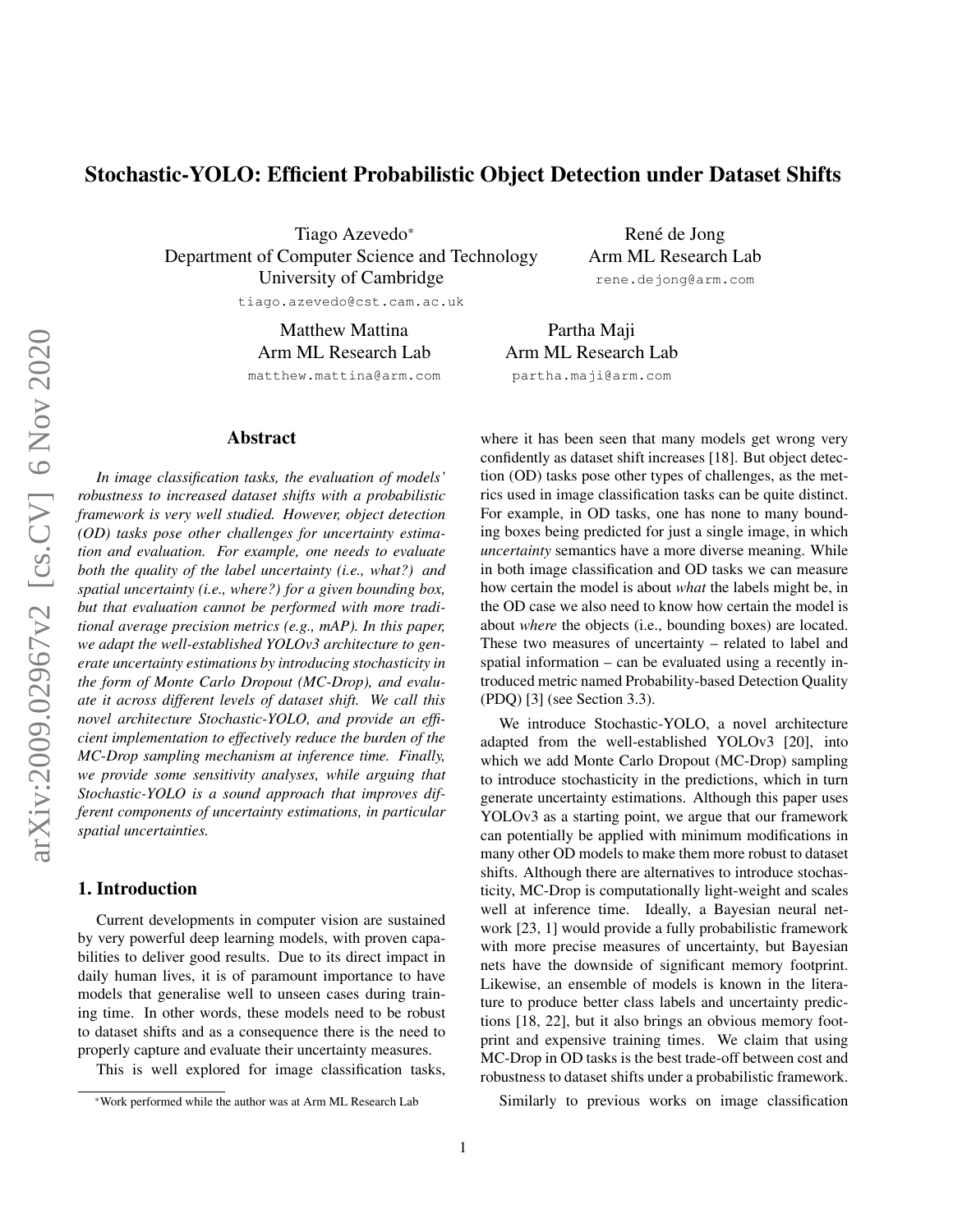# Stochastic-YOLO: Efficient Probabilistic Object Detection under Dataset Shifts

Tiago Azevedo*
Department of Computer Science and Technology
University of Cambridge
tiago.azevedo@cst.cam.ac.uk

René de Jong
Arm ML Research Lab
rene.dejong@arm.com

Matthew Mattina
Arm ML Research Lab
matthew.mattina@arm.com

Partha Maji
Arm ML Research Lab
partha.maji@arm.com

## Abstract

*In image classification tasks, the evaluation of models' robustness to increased dataset shifts with a probabilistic framework is very well studied. However, object detection (OD) tasks pose other challenges for uncertainty estimation and evaluation. For example, one needs to evaluate both the quality of the label uncertainty (i.e., what?) and spatial uncertainty (i.e., where?) for a given bounding box, but that evaluation cannot be performed with more traditional average precision metrics (e.g., mAP). In this paper, we adapt the well-established YOLOv3 architecture to generate uncertainty estimations by introducing stochasticity in the form of Monte Carlo Dropout (MC-Drop), and evaluate it across different levels of dataset shift. We call this novel architecture Stochastic-YOLO, and provide an efficient implementation to effectively reduce the burden of the MC-Drop sampling mechanism at inference time. Finally, we provide some sensitivity analyses, while arguing that Stochastic-YOLO is a sound approach that improves different components of uncertainty estimations, in particular spatial uncertainties.*

## 1. Introduction

Current developments in computer vision are sustained by very powerful deep learning models, with proven capabilities to deliver good results. Due to its direct impact in daily human lives, it is of paramount importance to have models that generalise well to unseen cases during training time. In other words, these models need to be robust to dataset shifts and as a consequence there is the need to properly capture and evaluate their uncertainty measures.

This is well explored for image classification tasks, where it has been seen that many models get wrong very confidently as dataset shift increases [18]. But object detection (OD) tasks pose other types of challenges, as the metrics used in image classification tasks can be quite distinct. For example, in OD tasks, one has none to many bounding boxes being predicted for just a single image, in which *uncertainty* semantics have a more diverse meaning. While in both image classification and OD tasks we can measure how certain the model is about *what* the labels might be, in the OD case we also need to know how certain the model is about *where* the objects (i.e., bounding boxes) are located. These two measures of uncertainty – related to label and spatial information – can be evaluated using a recently introduced metric named Probability-based Detection Quality (PDQ) [3] (see Section 3.3).

We introduce Stochastic-YOLO, a novel architecture adapted from the well-established YOLOv3 [20], into which we add Monte Carlo Dropout (MC-Drop) sampling to introduce stochasticity in the predictions, which in turn generate uncertainty estimations. Although this paper uses YOLOv3 as a starting point, we argue that our framework can potentially be applied with minimum modifications in many other OD models to make them more robust to dataset shifts. Although there are alternatives to introduce stochasticity, MC-Drop is computationally light-weight and scales well at inference time. Ideally, a Bayesian neural network [23, 1] would provide a fully probabilistic framework with more precise measures of uncertainty, but Bayesian nets have the downside of significant memory footprint. Likewise, an ensemble of models is known in the literature to produce better class labels and uncertainty predictions [18, 22], but it also brings an obvious memory footprint and expensive training times. We claim that using MC-Drop in OD tasks is the best trade-off between cost and robustness to dataset shifts under a probabilistic framework.

Similarly to previous works on image classification

*Work performed while the author was at Arm ML Research Lab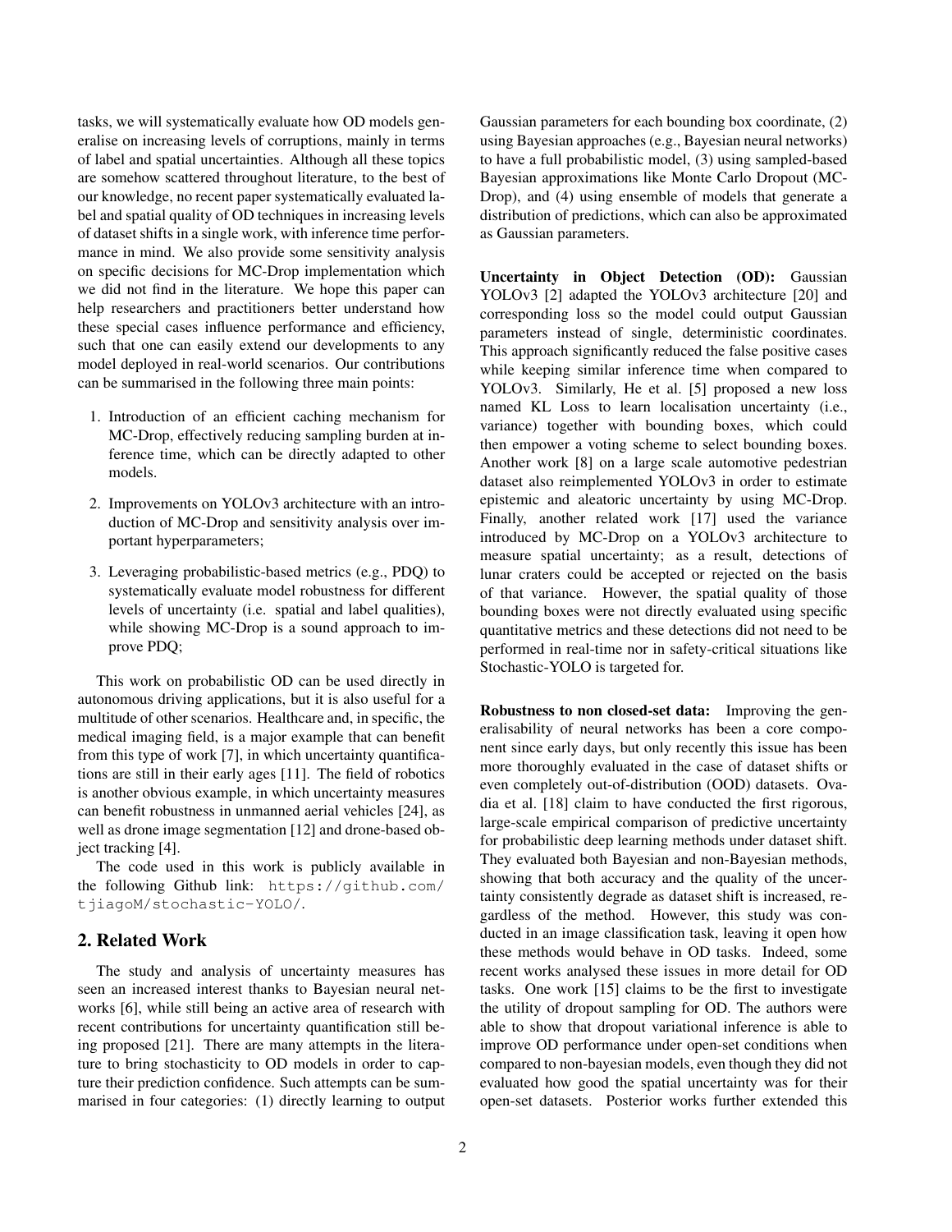tasks, we will systematically evaluate how OD models generalise on increasing levels of corruptions, mainly in terms of label and spatial uncertainties. Although all these topics are somehow scattered throughout literature, to the best of our knowledge, no recent paper systematically evaluated label and spatial quality of OD techniques in increasing levels of dataset shifts in a single work, with inference time performance in mind. We also provide some sensitivity analysis on specific decisions for MC-Drop implementation which we did not find in the literature. We hope this paper can help researchers and practitioners better understand how these special cases influence performance and efficiency, such that one can easily extend our developments to any model deployed in real-world scenarios. Our contributions can be summarised in the following three main points:

1. Introduction of an efficient caching mechanism for MC-Drop, effectively reducing sampling burden at inference time, which can be directly adapted to other models.
2. Improvements on YOLOv3 architecture with an introduction of MC-Drop and sensitivity analysis over important hyperparameters;
3. Leveraging probabilistic-based metrics (e.g., PDQ) to systematically evaluate model robustness for different levels of uncertainty (i.e. spatial and label qualities), while showing MC-Drop is a sound approach to improve PDQ;

This work on probabilistic OD can be used directly in autonomous driving applications, but it is also useful for a multitude of other scenarios. Healthcare and, in specific, the medical imaging field, is a major example that can benefit from this type of work [7], in which uncertainty quantifications are still in their early ages [11]. The field of robotics is another obvious example, in which uncertainty measures can benefit robustness in unmanned aerial vehicles [24], as well as drone image segmentation [12] and drone-based object tracking [4].

The code used in this work is publicly available in the following Github link: https://github.com/tjiagoM/stochastic-YOLO/.

## 2. Related Work

The study and analysis of uncertainty measures has seen an increased interest thanks to Bayesian neural networks [6], while still being an active area of research with recent contributions for uncertainty quantification still being proposed [21]. There are many attempts in the literature to bring stochasticity to OD models in order to capture their prediction confidence. Such attempts can be summarised in four categories: (1) directly learning to output Gaussian parameters for each bounding box coordinate, (2) using Bayesian approaches (e.g., Bayesian neural networks) to have a full probabilistic model, (3) using sampled-based Bayesian approximations like Monte Carlo Dropout (MC-Drop), and (4) using ensemble of models that generate a distribution of predictions, which can also be approximated as Gaussian parameters.

**Uncertainty in Object Detection (OD):** Gaussian YOLOv3 [2] adapted the YOLOv3 architecture [20] and corresponding loss so the model could output Gaussian parameters instead of single, deterministic coordinates. This approach significantly reduced the false positive cases while keeping similar inference time when compared to YOLOv3. Similarly, He et al. [5] proposed a new loss named KL Loss to learn localisation uncertainty (i.e., variance) together with bounding boxes, which could then empower a voting scheme to select bounding boxes. Another work [8] on a large scale automotive pedestrian dataset also reimplemented YOLOv3 in order to estimate epistemic and aleatoric uncertainty by using MC-Drop. Finally, another related work [17] used the variance introduced by MC-Drop on a YOLOv3 architecture to measure spatial uncertainty; as a result, detections of lunar craters could be accepted or rejected on the basis of that variance. However, the spatial quality of those bounding boxes were not directly evaluated using specific quantitative metrics and these detections did not need to be performed in real-time nor in safety-critical situations like Stochastic-YOLO is targeted for.

**Robustness to non closed-set data:** Improving the generalisability of neural networks has been a core component since early days, but only recently this issue has been more thoroughly evaluated in the case of dataset shifts or even completely out-of-distribution (OOD) datasets. Ovadia et al. [18] claim to have conducted the first rigorous, large-scale empirical comparison of predictive uncertainty for probabilistic deep learning methods under dataset shift. They evaluated both Bayesian and non-Bayesian methods, showing that both accuracy and the quality of the uncertainty consistently degrade as dataset shift is increased, regardless of the method. However, this study was conducted in an image classification task, leaving it open how these methods would behave in OD tasks. Indeed, some recent works analysed these issues in more detail for OD tasks. One work [15] claims to be the first to investigate the utility of dropout sampling for OD. The authors were able to show that dropout variational inference is able to improve OD performance under open-set conditions when compared to non-bayesian models, even though they did not evaluated how good the spatial uncertainty was for their open-set datasets. Posterior works further extended this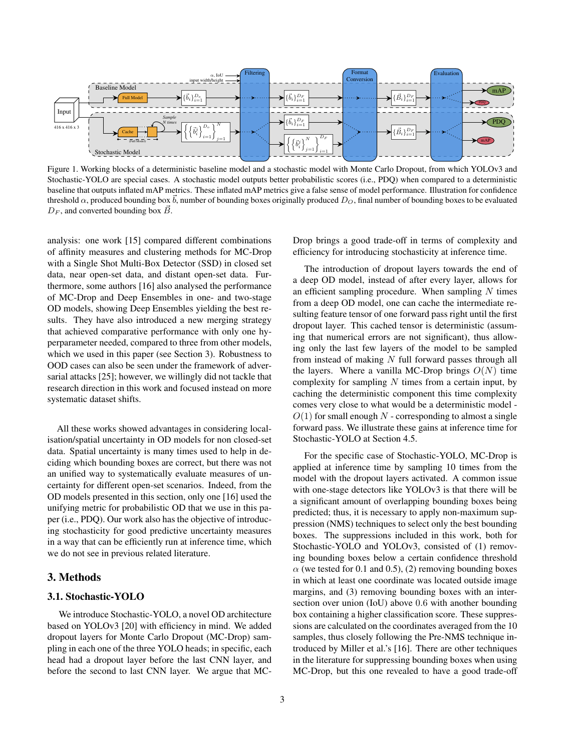Figure 1. Working blocks of a deterministic baseline model and a stochastic model with Monte Carlo Dropout, from which YOLOv3 and Stochastic-YOLO are special cases. A stochastic model outputs better probabilistic scores (i.e., PDQ) when compared to a deterministic baseline that outputs inflated mAP metrics. These inflated mAP metrics give a false sense of model performance. Illustration for confidence threshold $\alpha$, produced bounding box $\vec{b}$, number of bounding boxes originally produced $D_O$, final number of bounding boxes to be evaluated $D_F$, and converted bounding box $\vec{B}$.

analysis: one work [15] compared different combinations of affinity measures and clustering methods for MC-Drop with a Single Shot Multi-Box Detector (SSD) in closed set data, near open-set data, and distant open-set data. Furthermore, some authors [16] also analysed the performance of MC-Drop and Deep Ensembles in one- and two-stage OD models, showing Deep Ensembles yielding the best results. They have also introduced a new merging strategy that achieved comparative performance with only one hyperparameter needed, compared to three from other models, which we used in this paper (see Section 3). Robustness to OOD cases can also be seen under the framework of adversarial attacks [25]; however, we willingly did not tackle that research direction in this work and focused instead on more systematic dataset shifts.

All these works showed advantages in considering localisation/spatial uncertainty in OD models for non closed-set data. Spatial uncertainty is many times used to help in deciding which bounding boxes are correct, but there was not an unified way to systematically evaluate measures of uncertainty for different open-set scenarios. Indeed, from the OD models presented in this section, only one [16] used the unifying metric for probabilistic OD that we use in this paper (i.e., PDQ). Our work also has the objective of introducing stochasticity for good predictive uncertainty measures in a way that can be efficiently run at inference time, which we do not see in previous related literature.

## 3. Methods

### 3.1. Stochastic-YOLO

We introduce Stochastic-YOLO, a novel OD architecture based on YOLOv3 [20] with efficiency in mind. We added dropout layers for Monte Carlo Dropout (MC-Drop) sampling in each one of the three YOLO heads; in specific, each head had a dropout layer before the last CNN layer, and before the second to last CNN layer. We argue that MC-Drop brings a good trade-off in terms of complexity and efficiency for introducing stochasticity at inference time.

The introduction of dropout layers towards the end of a deep OD model, instead of after every layer, allows for an efficient sampling procedure. When sampling $N$ times from a deep OD model, one can cache the intermediate resulting feature tensor of one forward pass right until the first dropout layer. This cached tensor is deterministic (assuming that numerical errors are not significant), thus allowing only the last few layers of the model to be sampled from instead of making $N$ full forward passes through all the layers. Where a vanilla MC-Drop brings $O(N)$ time complexity for sampling $N$ times from a certain input, by caching the deterministic component this time complexity comes very close to what would be a deterministic model - $O(1)$ for small enough $N$ - corresponding to almost a single forward pass. We illustrate these gains at inference time for Stochastic-YOLO at Section 4.5.

For the specific case of Stochastic-YOLO, MC-Drop is applied at inference time by sampling 10 times from the model with the dropout layers activated. A common issue with one-stage detectors like YOLOv3 is that there will be a significant amount of overlapping bounding boxes being predicted; thus, it is necessary to apply non-maximum suppression (NMS) techniques to select only the best bounding boxes. The suppressions included in this work, both for Stochastic-YOLO and YOLOv3, consisted of (1) removing bounding boxes below a certain confidence threshold $\alpha$ (we tested for 0.1 and 0.5), (2) removing bounding boxes in which at least one coordinate was located outside image margins, and (3) removing bounding boxes with an intersection over union (IoU) above 0.6 with another bounding box containing a higher classification score. These suppressions are calculated on the coordinates averaged from the 10 samples, thus closely following the Pre-NMS technique introduced by Miller et al.'s [16]. There are other techniques in the literature for suppressing bounding boxes when using MC-Drop, but this one revealed to have a good trade-off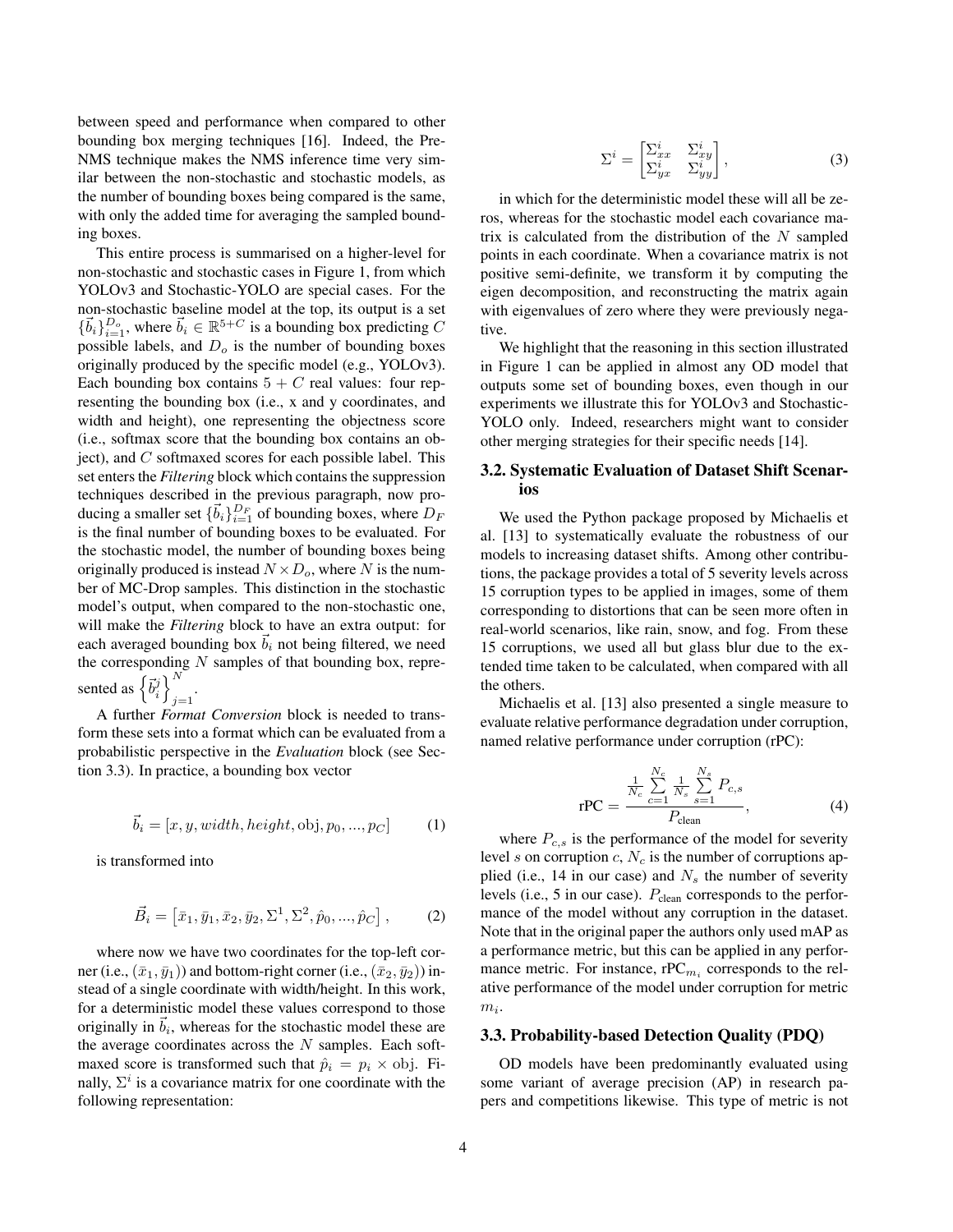between speed and performance when compared to other bounding box merging techniques [16]. Indeed, the Pre-NMS technique makes the NMS inference time very similar between the non-stochastic and stochastic models, as the number of bounding boxes being compared is the same, with only the added time for averaging the sampled bounding boxes.

This entire process is summarised on a higher-level for non-stochastic and stochastic cases in Figure 1, from which YOLOv3 and Stochastic-YOLO are special cases. For the non-stochastic baseline model at the top, its output is a set $\{\vec{b}_i\}_{i=1}^{D_o}$, where $\vec{b}_i \in \mathbb{R}^{5+C}$ is a bounding box predicting $C$ possible labels, and $D_o$ is the number of bounding boxes originally produced by the specific model (e.g., YOLOv3). Each bounding box contains $5 + C$ real values: four representing the bounding box (i.e., x and y coordinates, and width and height), one representing the objectness score (i.e., softmax score that the bounding box contains an object), and $C$ softmaxed scores for each possible label. This set enters the ***Filtering*** block which contains the suppression techniques described in the previous paragraph, now producing a smaller set $\{\vec{b}_i\}_{i=1}^{D_F}$ of bounding boxes, where $D_F$ is the final number of bounding boxes to be evaluated. For the stochastic model, the number of bounding boxes being originally produced is instead $N \times D_o$, where $N$ is the number of MC-Drop samples. This distinction in the stochastic model's output, when compared to the non-stochastic one, will make the ***Filtering*** block to have an extra output: for each averaged bounding box $\vec{b}_i$ not being filtered, we need the corresponding $N$ samples of that bounding box, represented as $\left\{\vec{b}_i^j\right\}_{j=1}^{N}$.

A further ***Format Conversion*** block is needed to transform these sets into a format which can be evaluated from a probabilistic perspective in the ***Evaluation*** block (see Section 3.3). In practice, a bounding box vector

$$\vec{b}_i = [x, y, width, height, \text{obj}, p_0, ..., p_C] \tag{1}$$

is transformed into

$$\vec{B}_i = \left[\bar{x}_1, \bar{y}_1, \bar{x}_2, \bar{y}_2, \Sigma^1, \Sigma^2, \hat{p}_0, ..., \hat{p}_C\right], \tag{2}$$

where now we have two coordinates for the top-left corner (i.e., $(\bar{x}_1, \bar{y}_1)$) and bottom-right corner (i.e., $(\bar{x}_2, \bar{y}_2)$) instead of a single coordinate with width/height. In this work, for a deterministic model these values correspond to those originally in $\vec{b}_i$, whereas for the stochastic model these are the average coordinates across the $N$ samples. Each softmaxed score is transformed such that $\hat{p}_i = p_i \times \text{obj}$. Finally, $\Sigma^i$ is a covariance matrix for one coordinate with the following representation:

$$\Sigma^i = \begin{bmatrix} \Sigma_{xx}^i & \Sigma_{xy}^i \\ \Sigma_{yx}^i & \Sigma_{yy}^i \end{bmatrix}, \tag{3}$$

in which for the deterministic model these will all be zeros, whereas for the stochastic model each covariance matrix is calculated from the distribution of the $N$ sampled points in each coordinate. When a covariance matrix is not positive semi-definite, we transform it by computing the eigen decomposition, and reconstructing the matrix again with eigenvalues of zero where they were previously negative.

We highlight that the reasoning in this section illustrated in Figure 1 can be applied in almost any OD model that outputs some set of bounding boxes, even though in our experiments we illustrate this for YOLOv3 and Stochastic-YOLO only. Indeed, researchers might want to consider other merging strategies for their specific needs [14].

### 3.2. Systematic Evaluation of Dataset Shift Scenarios

We used the Python package proposed by Michaelis et al. [13] to systematically evaluate the robustness of our models to increasing dataset shifts. Among other contributions, the package provides a total of 5 severity levels across 15 corruption types to be applied in images, some of them corresponding to distortions that can be seen more often in real-world scenarios, like rain, snow, and fog. From these 15 corruptions, we used all but glass blur due to the extended time taken to be calculated, when compared with all the others.

Michaelis et al. [13] also presented a single measure to evaluate relative performance degradation under corruption, named relative performance under corruption (rPC):

$$\text{rPC} = \frac{\frac{1}{N_c}\sum_{c=1}^{N_c}\frac{1}{N_s}\sum_{s=1}^{N_s} P_{c,s}}{P_{\text{clean}}}, \tag{4}$$

where $P_{c,s}$ is the performance of the model for severity level $s$ on corruption $c$, $N_c$ is the number of corruptions applied (i.e., 14 in our case) and $N_s$ the number of severity levels (i.e., 5 in our case). $P_{\text{clean}}$ corresponds to the performance of the model without any corruption in the dataset. Note that in the original paper the authors only used mAP as a performance metric, but this can be applied in any performance metric. For instance, $\text{rPC}_{m_i}$ corresponds to the relative performance of the model under corruption for metric $m_i$.

### 3.3. Probability-based Detection Quality (PDQ)

OD models have been predominantly evaluated using some variant of average precision (AP) in research papers and competitions likewise. This type of metric is not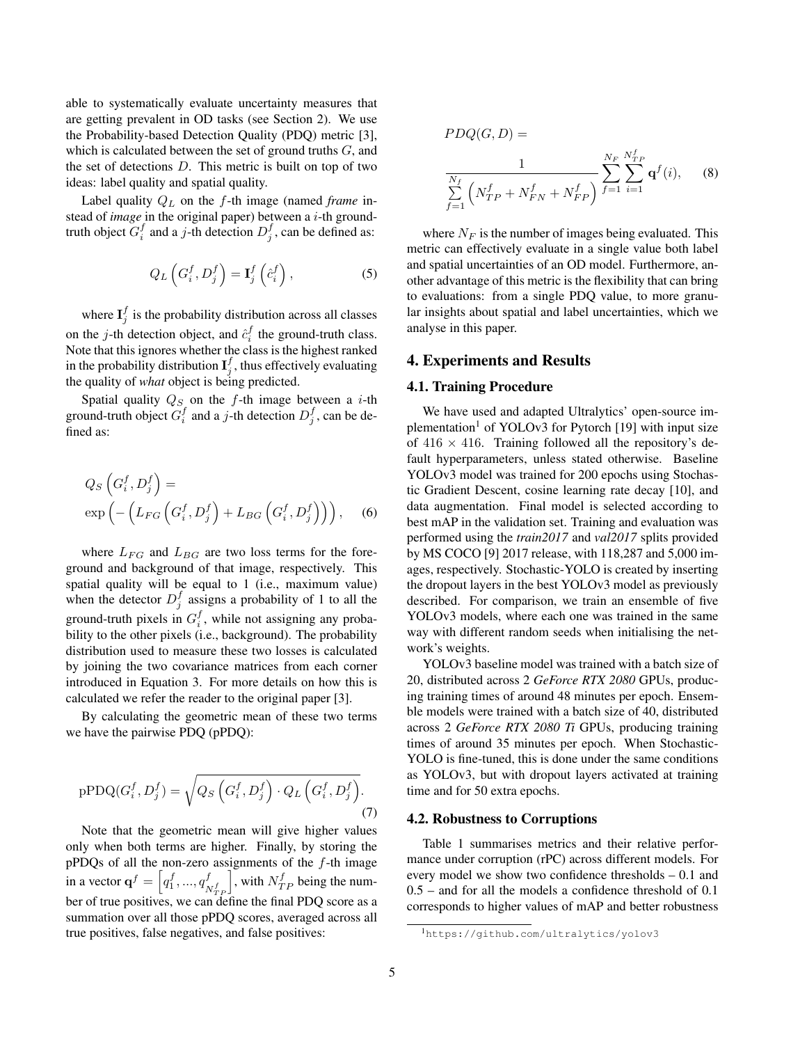able to systematically evaluate uncertainty measures that are getting prevalent in OD tasks (see Section 2). We use the Probability-based Detection Quality (PDQ) metric [3], which is calculated between the set of ground truths $G$, and the set of detections $D$. This metric is built on top of two ideas: label quality and spatial quality.

Label quality $Q_L$ on the $f$-th image (named *frame* instead of *image* in the original paper) between a $i$-th ground-truth object $G_i^f$ and a $j$-th detection $D_j^f$, can be defined as:

$$Q_L\left(G_i^f, D_j^f\right) = \mathbf{I}_j^f\left(\hat{c}_i^f\right), \tag{5}$$

where $\mathbf{I}_j^f$ is the probability distribution across all classes on the $j$-th detection object, and $\hat{c}_i^f$ the ground-truth class. Note that this ignores whether the class is the highest ranked in the probability distribution $\mathbf{I}_j^f$, thus effectively evaluating the quality of *what* object is being predicted.

Spatial quality $Q_S$ on the $f$-th image between a $i$-th ground-truth object $G_i^f$ and a $j$-th detection $D_j^f$, can be defined as:

$$Q_S\left(G_i^f, D_j^f\right) = \exp\left(-\left(L_{FG}\left(G_i^f, D_j^f\right) + L_{BG}\left(G_i^f, D_j^f\right)\right)\right), \tag{6}$$

where $L_{FG}$ and $L_{BG}$ are two loss terms for the foreground and background of that image, respectively. This spatial quality will be equal to 1 (i.e., maximum value) when the detector $D_j^f$ assigns a probability of 1 to all the ground-truth pixels in $G_i^f$, while not assigning any probability to the other pixels (i.e., background). The probability distribution used to measure these two losses is calculated by joining the two covariance matrices from each corner introduced in Equation 3. For more details on how this is calculated we refer the reader to the original paper [3].

By calculating the geometric mean of these two terms we have the pairwise PDQ (pPDQ):

$$\text{pPDQ}(G_i^f, D_j^f) = \sqrt{Q_S\left(G_i^f, D_j^f\right) \cdot Q_L\left(G_i^f, D_j^f\right)}. \tag{7}$$

Note that the geometric mean will give higher values only when both terms are higher. Finally, by storing the pPDQs of all the non-zero assignments of the $f$-th image in a vector $\mathbf{q}^f = \left[q_1^f, ..., q_{N_{TP}^f}^f\right]$, with $N_{TP}^f$ being the number of true positives, we can define the final PDQ score as a summation over all those pPDQ scores, averaged across all true positives, false negatives, and false positives:

$$PDQ(G, D) = \frac{1}{\sum\limits_{f=1}^{N_f}\left(N_{TP}^f + N_{FN}^f + N_{FP}^f\right)} \sum_{f=1}^{N_F} \sum_{i=1}^{N_{TP}^f} \mathbf{q}^f(i), \tag{8}$$

where $N_F$ is the number of images being evaluated. This metric can effectively evaluate in a single value both label and spatial uncertainties of an OD model. Furthermore, another advantage of this metric is the flexibility that can bring to evaluations: from a single PDQ value, to more granular insights about spatial and label uncertainties, which we analyse in this paper.

## 4. Experiments and Results

### 4.1. Training Procedure

We have used and adapted Ultralytics' open-source implementation[1] of YOLOv3 for Pytorch [19] with input size of $416 \times 416$. Training followed all the repository's default hyperparameters, unless stated otherwise. Baseline YOLOv3 model was trained for 200 epochs using Stochastic Gradient Descent, cosine learning rate decay [10], and data augmentation. Final model is selected according to best mAP in the validation set. Training and evaluation was performed using the *train2017* and *val2017* splits provided by MS COCO [9] 2017 release, with 118,287 and 5,000 images, respectively. Stochastic-YOLO is created by inserting the dropout layers in the best YOLOv3 model as previously described. For comparison, we train an ensemble of five YOLOv3 models, where each one was trained in the same way with different random seeds when initialising the network's weights.

YOLOv3 baseline model was trained with a batch size of 20, distributed across 2 *GeForce RTX 2080* GPUs, producing training times of around 48 minutes per epoch. Ensemble models were trained with a batch size of 40, distributed across 2 *GeForce RTX 2080 Ti* GPUs, producing training times of around 35 minutes per epoch. When Stochastic-YOLO is fine-tuned, this is done under the same conditions as YOLOv3, but with dropout layers activated at training time and for 50 extra epochs.

### 4.2. Robustness to Corruptions

Table 1 summarises metrics and their relative performance under corruption (rPC) across different models. For every model we show two confidence thresholds – 0.1 and 0.5 – and for all the models a confidence threshold of 0.1 corresponds to higher values of mAP and better robustness

[1] https://github.com/ultralytics/yolov3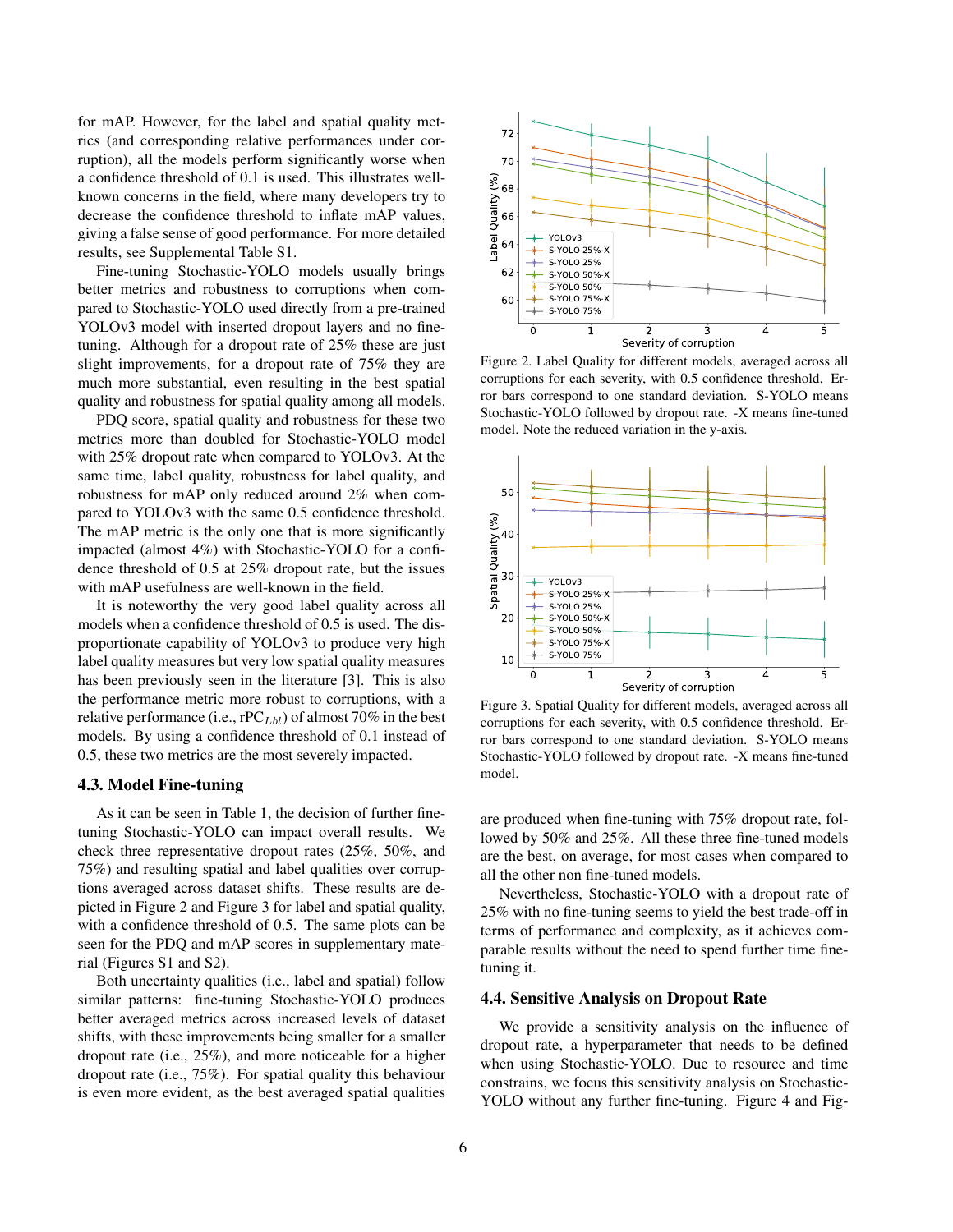for mAP. However, for the label and spatial quality metrics (and corresponding relative performances under corruption), all the models perform significantly worse when a confidence threshold of 0.1 is used. This illustrates well-known concerns in the field, where many developers try to decrease the confidence threshold to inflate mAP values, giving a false sense of good performance. For more detailed results, see Supplemental Table S1.

Fine-tuning Stochastic-YOLO models usually brings better metrics and robustness to corruptions when compared to Stochastic-YOLO used directly from a pre-trained YOLOv3 model with inserted dropout layers and no fine-tuning. Although for a dropout rate of 25% these are just slight improvements, for a dropout rate of 75% they are much more substantial, even resulting in the best spatial quality and robustness for spatial quality among all models.

PDQ score, spatial quality and robustness for these two metrics more than doubled for Stochastic-YOLO model with 25% dropout rate when compared to YOLOv3. At the same time, label quality, robustness for label quality, and robustness for mAP only reduced around 2% when compared to YOLOv3 with the same 0.5 confidence threshold. The mAP metric is the only one that is more significantly impacted (almost 4%) with Stochastic-YOLO for a confidence threshold of 0.5 at 25% dropout rate, but the issues with mAP usefulness are well-known in the field.

It is noteworthy the very good label quality across all models when a confidence threshold of 0.5 is used. The disproportionate capability of YOLOv3 to produce very high label quality measures but very low spatial quality measures has been previously seen in the literature [3]. This is also the performance metric more robust to corruptions, with a relative performance (i.e., $rPC_{Lbl}$) of almost 70% in the best models. By using a confidence threshold of 0.1 instead of 0.5, these two metrics are the most severely impacted.

### 4.3. Model Fine-tuning

As it can be seen in Table 1, the decision of further fine-tuning Stochastic-YOLO can impact overall results. We check three representative dropout rates (25%, 50%, and 75%) and resulting spatial and label qualities over corruptions averaged across dataset shifts. These results are depicted in Figure 2 and Figure 3 for label and spatial quality, with a confidence threshold of 0.5. The same plots can be seen for the PDQ and mAP scores in supplementary material (Figures S1 and S2).

Both uncertainty qualities (i.e., label and spatial) follow similar patterns: fine-tuning Stochastic-YOLO produces better averaged metrics across increased levels of dataset shifts, with these improvements being smaller for a smaller dropout rate (i.e., 25%), and more noticeable for a higher dropout rate (i.e., 75%). For spatial quality this behaviour is even more evident, as the best averaged spatial qualities

Label Quality (%)
72
70
68
66
64
62
60
0 1 2 3 4 5
Severity of corruption
YOLOv3
S-YOLO 25%-X
S-YOLO 25%
S-YOLO 50%-X
S-YOLO 50%
S-YOLO 75%-X
S-YOLO 75%

Figure 2. Label Quality for different models, averaged across all corruptions for each severity, with 0.5 confidence threshold. Error bars correspond to one standard deviation. S-YOLO means Stochastic-YOLO followed by dropout rate. -X means fine-tuned model. Note the reduced variation in the y-axis.

Spatial Quality (%)
50
40
30
20
10
0 1 2 3 4 5
Severity of corruption
YOLOv3
S-YOLO 25%-X
S-YOLO 25%
S-YOLO 50%-X
S-YOLO 50%
S-YOLO 75%-X
S-YOLO 75%

Figure 3. Spatial Quality for different models, averaged across all corruptions for each severity, with 0.5 confidence threshold. Error bars correspond to one standard deviation. S-YOLO means Stochastic-YOLO followed by dropout rate. -X means fine-tuned model.

are produced when fine-tuning with 75% dropout rate, followed by 50% and 25%. All these three fine-tuned models are the best, on average, for most cases when compared to all the other non fine-tuned models.

Nevertheless, Stochastic-YOLO with a dropout rate of 25% with no fine-tuning seems to yield the best trade-off in terms of performance and complexity, as it achieves comparable results without the need to spend further time fine-tuning it.

### 4.4. Sensitive Analysis on Dropout Rate

We provide a sensitivity analysis on the influence of dropout rate, a hyperparameter that needs to be defined when using Stochastic-YOLO. Due to resource and time constrains, we focus this sensitivity analysis on Stochastic-YOLO without any further fine-tuning. Figure 4 and Fig-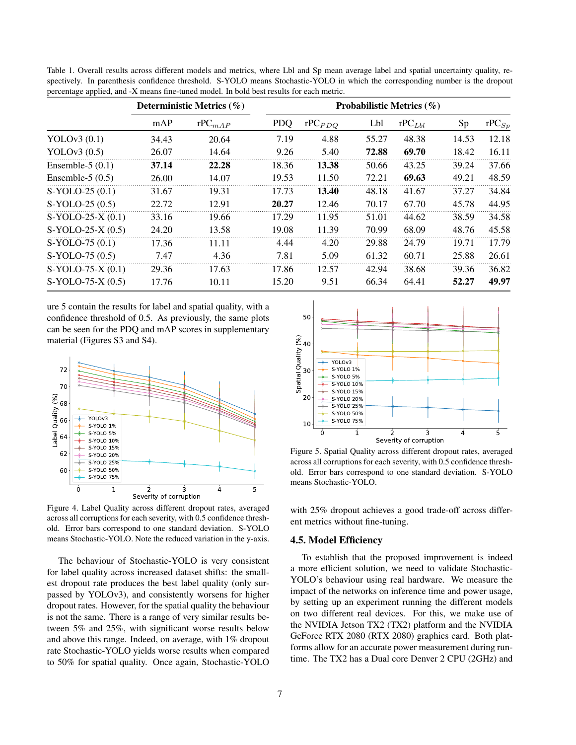Table 1. Overall results across different models and metrics, where Lbl and Sp mean average label and spatial uncertainty quality, respectively. In parenthesis confidence threshold. S-YOLO means Stochastic-YOLO in which the corresponding number is the dropout percentage applied, and -X means fine-tuned model. In bold best results for each metric.

| | Deterministic Metrics (%) | | Probabilistic Metrics (%) | | | | | |
|---|---|---|---|---|---|---|---|---|
| | mAP | $rPC_{mAP}$ | PDQ | $rPC_{PDQ}$ | Lbl | $rPC_{Lbl}$ | Sp | $rPC_{Sp}$ |
| YOLOv3 (0.1) | 34.43 | 20.64 | 7.19 | 4.88 | 55.27 | 48.38 | 14.53 | 12.18 |
| YOLOv3 (0.5) | 26.07 | 14.64 | 9.26 | 5.40 | **72.88** | **69.70** | 18.42 | 16.11 |
| Ensemble-5 (0.1) | **37.14** | **22.28** | 18.36 | **13.38** | 50.66 | 43.25 | 39.24 | 37.66 |
| Ensemble-5 (0.5) | 26.00 | 14.07 | 19.53 | 11.50 | 72.21 | **69.63** | 49.21 | 48.59 |
| S-YOLO-25 (0.1) | 31.67 | 19.31 | 17.73 | **13.40** | 48.18 | 41.67 | 37.27 | 34.84 |
| S-YOLO-25 (0.5) | 22.72 | 12.91 | **20.27** | 12.46 | 70.17 | 67.70 | 45.78 | 44.95 |
| S-YOLO-25-X (0.1) | 33.16 | 19.66 | 17.29 | 11.95 | 51.01 | 44.62 | 38.59 | 34.58 |
| S-YOLO-25-X (0.5) | 24.20 | 13.58 | 19.08 | 11.39 | 70.99 | 68.09 | 48.76 | 45.58 |
| S-YOLO-75 (0.1) | 17.36 | 11.11 | 4.44 | 4.20 | 29.88 | 24.79 | 19.71 | 17.79 |
| S-YOLO-75 (0.5) | 7.47 | 4.36 | 7.81 | 5.09 | 61.32 | 60.71 | 25.88 | 26.61 |
| S-YOLO-75-X (0.1) | 29.36 | 17.63 | 17.86 | 12.57 | 42.94 | 38.68 | 39.36 | 36.82 |
| S-YOLO-75-X (0.5) | 17.76 | 10.11 | 15.20 | 9.51 | 66.34 | 64.41 | **52.27** | **49.97** |

ure 5 contain the results for label and spatial quality, with a confidence threshold of 0.5. As previously, the same plots can be seen for the PDQ and mAP scores in supplementary material (Figures S3 and S4).

Label Quality (%)
72
70
68
66
64
62
60
0 1 2 3 4 5
Severity of corruption
YOLOv3
S-YOLO 1%
S-YOLO 5%
S-YOLO 10%
S-YOLO 15%
S-YOLO 20%
S-YOLO 25%
S-YOLO 50%
S-YOLO 75%

Figure 4. Label Quality across different dropout rates, averaged across all corruptions for each severity, with 0.5 confidence threshold. Error bars correspond to one standard deviation. S-YOLO means Stochastic-YOLO. Note the reduced variation in the y-axis.

The behaviour of Stochastic-YOLO is very consistent for label quality across increased dataset shifts: the smallest dropout rate produces the best label quality (only surpassed by YOLOv3), and consistently worsens for higher dropout rates. However, for the spatial quality the behaviour is not the same. There is a range of very similar results between 5% and 25%, with significant worse results below and above this range. Indeed, on average, with 1% dropout rate Stochastic-YOLO yields worse results when compared to 50% for spatial quality. Once again, Stochastic-YOLO with 25% dropout achieves a good trade-off across different metrics without fine-tuning.

Spatial Quality (%)
50
40
30
20
10
0 1 2 3 4 5
Severity of corruption
YOLOv3
S-YOLO 1%
S-YOLO 5%
S-YOLO 10%
S-YOLO 15%
S-YOLO 20%
S-YOLO 25%
S-YOLO 50%
S-YOLO 75%

Figure 5. Spatial Quality across different dropout rates, averaged across all corruptions for each severity, with 0.5 confidence threshold. Error bars correspond to one standard deviation. S-YOLO means Stochastic-YOLO.

### 4.5. Model Efficiency

To establish that the proposed improvement is indeed a more efficient solution, we need to validate Stochastic-YOLO's behaviour using real hardware. We measure the impact of the networks on inference time and power usage, by setting up an experiment running the different models on two different real devices. For this, we make use of the NVIDIA Jetson TX2 (TX2) platform and the NVIDIA GeForce RTX 2080 (RTX 2080) graphics card. Both platforms allow for an accurate power measurement during runtime. The TX2 has a Dual core Denver 2 CPU (2GHz) and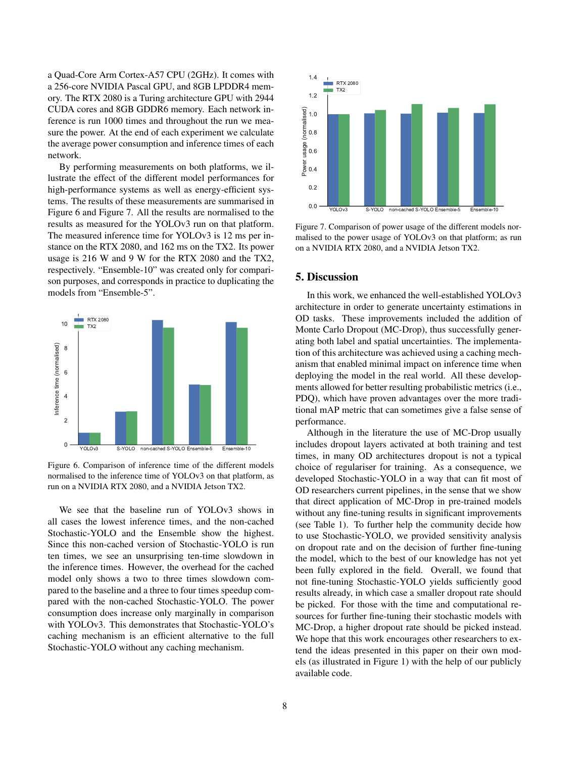a Quad-Core Arm Cortex-A57 CPU (2GHz). It comes with a 256-core NVIDIA Pascal GPU, and 8GB LPDDR4 memory. The RTX 2080 is a Turing architecture GPU with 2944 CUDA cores and 8GB GDDR6 memory. Each network inference is run 1000 times and throughout the run we measure the power. At the end of each experiment we calculate the average power consumption and inference times of each network.

By performing measurements on both platforms, we illustrate the effect of the different model performances for high-performance systems as well as energy-efficient systems. The results of these measurements are summarised in Figure 6 and Figure 7. All the results are normalised to the results as measured for the YOLOv3 run on that platform. The measured inference time for YOLOv3 is 12 ms per instance on the RTX 2080, and 162 ms on the TX2. Its power usage is 216 W and 9 W for the RTX 2080 and the TX2, respectively. "Ensemble-10" was created only for comparison purposes, and corresponds in practice to duplicating the models from "Ensemble-5".

RTX 2080
TX2
Inference time (normalised)
0
2
4
6
8
10
YOLOv3
S-YOLO
non-cached S-YOLO
Ensemble-5
Ensemble-10

Figure 6. Comparison of inference time of the different models normalised to the inference time of YOLOv3 on that platform, as run on a NVIDIA RTX 2080, and a NVIDIA Jetson TX2.

We see that the baseline run of YOLOv3 shows in all cases the lowest inference times, and the non-cached Stochastic-YOLO and the Ensemble show the highest. Since this non-cached version of Stochastic-YOLO is run ten times, we see an unsurprising ten-time slowdown in the inference times. However, the overhead for the cached model only shows a two to three times slowdown compared to the baseline and a three to four times speedup compared with the non-cached Stochastic-YOLO. The power consumption does increase only marginally in comparison with YOLOv3. This demonstrates that Stochastic-YOLO's caching mechanism is an efficient alternative to the full Stochastic-YOLO without any caching mechanism.

RTX 2080
TX2
Power usage (normalised)
0.0
0.2
0.4
0.6
0.8
1.0
1.2
1.4
YOLOv3
S-YOLO
non-cached S-YOLO
Ensemble-5
Ensemble-10

Figure 7. Comparison of power usage of the different models normalised to the power usage of YOLOv3 on that platform; as run on a NVIDIA RTX 2080, and a NVIDIA Jetson TX2.

## 5. Discussion

In this work, we enhanced the well-established YOLOv3 architecture in order to generate uncertainty estimations in OD tasks. These improvements included the addition of Monte Carlo Dropout (MC-Drop), thus successfully generating both label and spatial uncertainties. The implementation of this architecture was achieved using a caching mechanism that enabled minimal impact on inference time when deploying the model in the real world. All these developments allowed for better resulting probabilistic metrics (i.e., PDQ), which have proven advantages over the more traditional mAP metric that can sometimes give a false sense of performance.

Although in the literature the use of MC-Drop usually includes dropout layers activated at both training and test times, in many OD architectures dropout is not a typical choice of regulariser for training. As a consequence, we developed Stochastic-YOLO in a way that can fit most of OD researchers current pipelines, in the sense that we show that direct application of MC-Drop in pre-trained models without any fine-tuning results in significant improvements (see Table 1). To further help the community decide how to use Stochastic-YOLO, we provided sensitivity analysis on dropout rate and on the decision of further fine-tuning the model, which to the best of our knowledge has not yet been fully explored in the field. Overall, we found that not fine-tuning Stochastic-YOLO yields sufficiently good results already, in which case a smaller dropout rate should be picked. For those with the time and computational resources for further fine-tuning their stochastic models with MC-Drop, a higher dropout rate should be picked instead. We hope that this work encourages other researchers to extend the ideas presented in this paper on their own models (as illustrated in Figure 1) with the help of our publicly available code.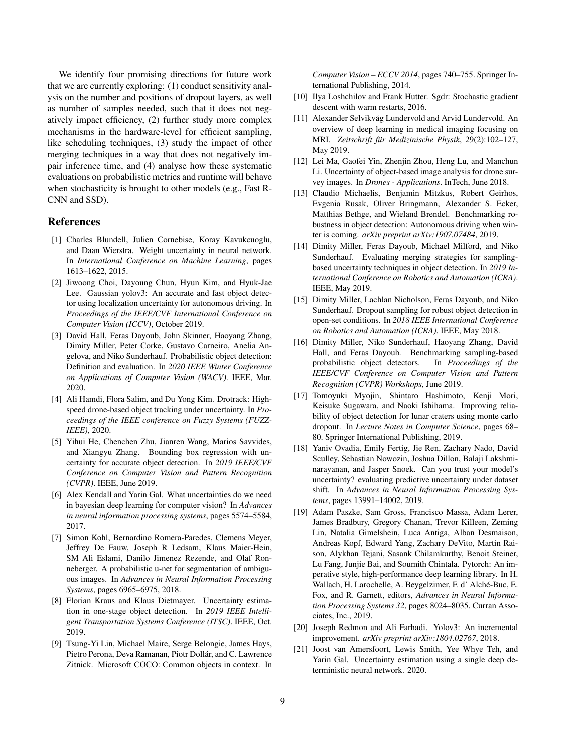We identify four promising directions for future work that we are currently exploring: (1) conduct sensitivity analysis on the number and positions of dropout layers, as well as number of samples needed, such that it does not negatively impact efficiency, (2) further study more complex mechanisms in the hardware-level for efficient sampling, like scheduling techniques, (3) study the impact of other merging techniques in a way that does not negatively impair inference time, and (4) analyse how these systematic evaluations on probabilistic metrics and runtime will behave when stochasticity is brought to other models (e.g., Fast R-CNN and SSD).

## References

[1] Charles Blundell, Julien Cornebise, Koray Kavukcuoglu, and Daan Wierstra. Weight uncertainty in neural network. In *International Conference on Machine Learning*, pages 1613–1622, 2015.

[2] Jiwoong Choi, Dayoung Chun, Hyun Kim, and Hyuk-Jae Lee. Gaussian yolov3: An accurate and fast object detector using localization uncertainty for autonomous driving. In *Proceedings of the IEEE/CVF International Conference on Computer Vision (ICCV)*, October 2019.

[3] David Hall, Feras Dayoub, John Skinner, Haoyang Zhang, Dimity Miller, Peter Corke, Gustavo Carneiro, Anelia Angelova, and Niko Sunderhauf. Probabilistic object detection: Definition and evaluation. In *2020 IEEE Winter Conference on Applications of Computer Vision (WACV)*. IEEE, Mar. 2020.

[4] Ali Hamdi, Flora Salim, and Du Yong Kim. Drotrack: High-speed drone-based object tracking under uncertainty. In *Proceedings of the IEEE conference on Fuzzy Systems (FUZZ-IEEE)*, 2020.

[5] Yihui He, Chenchen Zhu, Jianren Wang, Marios Savvides, and Xiangyu Zhang. Bounding box regression with uncertainty for accurate object detection. In *2019 IEEE/CVF Conference on Computer Vision and Pattern Recognition (CVPR)*. IEEE, June 2019.

[6] Alex Kendall and Yarin Gal. What uncertainties do we need in bayesian deep learning for computer vision? In *Advances in neural information processing systems*, pages 5574–5584, 2017.

[7] Simon Kohl, Bernardino Romera-Paredes, Clemens Meyer, Jeffrey De Fauw, Joseph R Ledsam, Klaus Maier-Hein, SM Ali Eslami, Danilo Jimenez Rezende, and Olaf Ronneberger. A probabilistic u-net for segmentation of ambiguous images. In *Advances in Neural Information Processing Systems*, pages 6965–6975, 2018.

[8] Florian Kraus and Klaus Dietmayer. Uncertainty estimation in one-stage object detection. In *2019 IEEE Intelligent Transportation Systems Conference (ITSC)*. IEEE, Oct. 2019.

[9] Tsung-Yi Lin, Michael Maire, Serge Belongie, James Hays, Pietro Perona, Deva Ramanan, Piotr Dollár, and C. Lawrence Zitnick. Microsoft COCO: Common objects in context. In *Computer Vision – ECCV 2014*, pages 740–755. Springer International Publishing, 2014.

[10] Ilya Loshchilov and Frank Hutter. Sgdr: Stochastic gradient descent with warm restarts, 2016.

[11] Alexander Selvikvåg Lundervold and Arvid Lundervold. An overview of deep learning in medical imaging focusing on MRI. *Zeitschrift für Medizinische Physik*, 29(2):102–127, May 2019.

[12] Lei Ma, Gaofei Yin, Zhenjin Zhou, Heng Lu, and Manchun Li. Uncertainty of object-based image analysis for drone survey images. In *Drones - Applications*. InTech, June 2018.

[13] Claudio Michaelis, Benjamin Mitzkus, Robert Geirhos, Evgenia Rusak, Oliver Bringmann, Alexander S. Ecker, Matthias Bethge, and Wieland Brendel. Benchmarking robustness in object detection: Autonomous driving when winter is coming. *arXiv preprint arXiv:1907.07484*, 2019.

[14] Dimity Miller, Feras Dayoub, Michael Milford, and Niko Sunderhauf. Evaluating merging strategies for sampling-based uncertainty techniques in object detection. In *2019 International Conference on Robotics and Automation (ICRA)*. IEEE, May 2019.

[15] Dimity Miller, Lachlan Nicholson, Feras Dayoub, and Niko Sunderhauf. Dropout sampling for robust object detection in open-set conditions. In *2018 IEEE International Conference on Robotics and Automation (ICRA)*. IEEE, May 2018.

[16] Dimity Miller, Niko Sunderhauf, Haoyang Zhang, David Hall, and Feras Dayoub. Benchmarking sampling-based probabilistic object detectors. In *Proceedings of the IEEE/CVF Conference on Computer Vision and Pattern Recognition (CVPR) Workshops*, June 2019.

[17] Tomoyuki Myojin, Shintaro Hashimoto, Kenji Mori, Keisuke Sugawara, and Naoki Ishihama. Improving reliability of object detection for lunar craters using monte carlo dropout. In *Lecture Notes in Computer Science*, pages 68–80. Springer International Publishing, 2019.

[18] Yaniv Ovadia, Emily Fertig, Jie Ren, Zachary Nado, David Sculley, Sebastian Nowozin, Joshua Dillon, Balaji Lakshminarayanan, and Jasper Snoek. Can you trust your model's uncertainty? evaluating predictive uncertainty under dataset shift. In *Advances in Neural Information Processing Systems*, pages 13991–14002, 2019.

[19] Adam Paszke, Sam Gross, Francisco Massa, Adam Lerer, James Bradbury, Gregory Chanan, Trevor Killeen, Zeming Lin, Natalia Gimelshein, Luca Antiga, Alban Desmaison, Andreas Kopf, Edward Yang, Zachary DeVito, Martin Raison, Alykhan Tejani, Sasank Chilamkurthy, Benoit Steiner, Lu Fang, Junjie Bai, and Soumith Chintala. Pytorch: An imperative style, high-performance deep learning library. In H. Wallach, H. Larochelle, A. Beygelzimer, F. d' Alché-Buc, E. Fox, and R. Garnett, editors, *Advances in Neural Information Processing Systems 32*, pages 8024–8035. Curran Associates, Inc., 2019.

[20] Joseph Redmon and Ali Farhadi. Yolov3: An incremental improvement. *arXiv preprint arXiv:1804.02767*, 2018.

[21] Joost van Amersfoort, Lewis Smith, Yee Whye Teh, and Yarin Gal. Uncertainty estimation using a single deep deterministic neural network. 2020.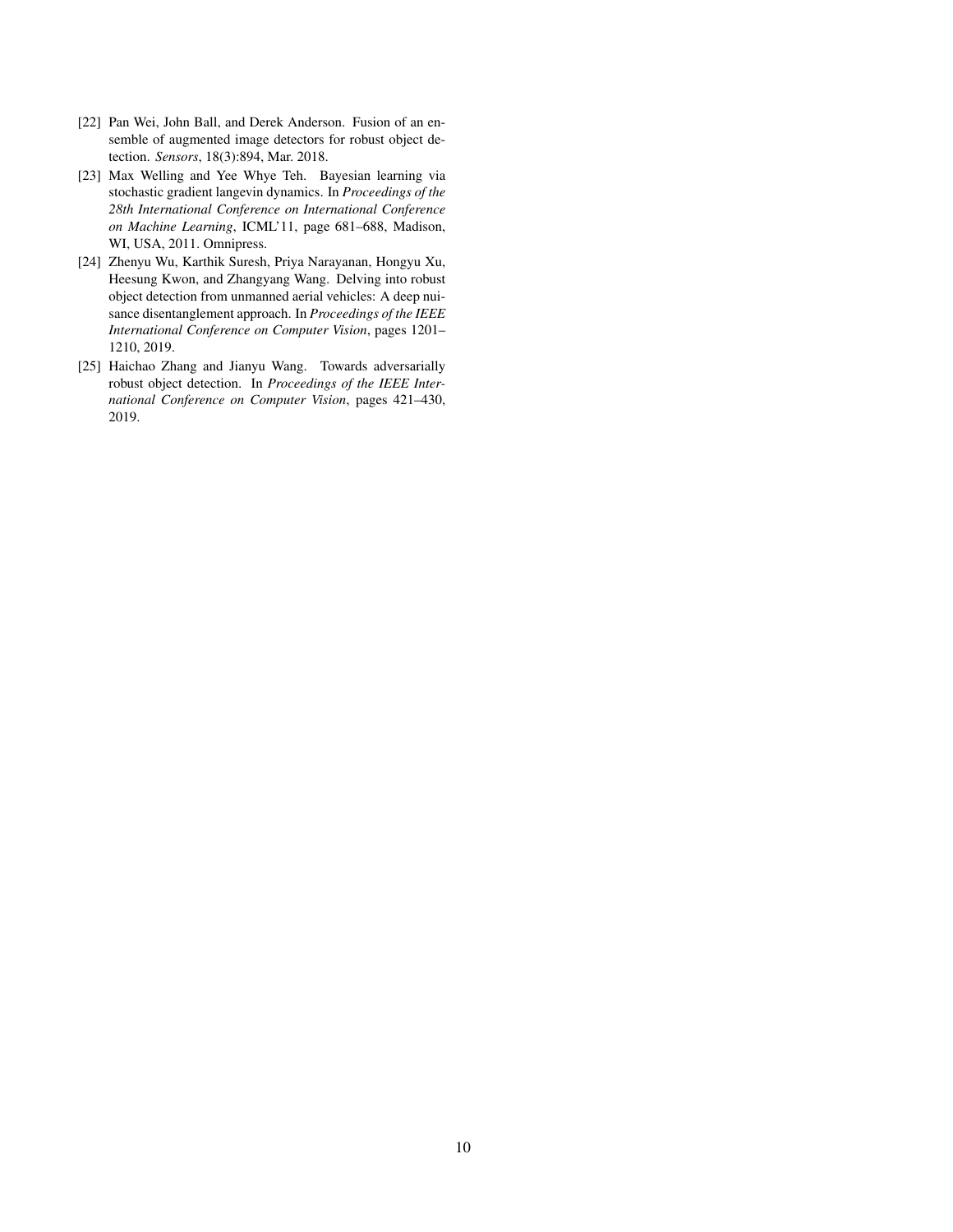- [22] Pan Wei, John Ball, and Derek Anderson. Fusion of an ensemble of augmented image detectors for robust object detection. *Sensors*, 18(3):894, Mar. 2018.
- [23] Max Welling and Yee Whye Teh. Bayesian learning via stochastic gradient langevin dynamics. In *Proceedings of the 28th International Conference on International Conference on Machine Learning*, ICML'11, page 681–688, Madison, WI, USA, 2011. Omnipress.
- [24] Zhenyu Wu, Karthik Suresh, Priya Narayanan, Hongyu Xu, Heesung Kwon, and Zhangyang Wang. Delving into robust object detection from unmanned aerial vehicles: A deep nuisance disentanglement approach. In *Proceedings of the IEEE International Conference on Computer Vision*, pages 1201–1210, 2019.
- [25] Haichao Zhang and Jianyu Wang. Towards adversarially robust object detection. In *Proceedings of the IEEE International Conference on Computer Vision*, pages 421–430, 2019.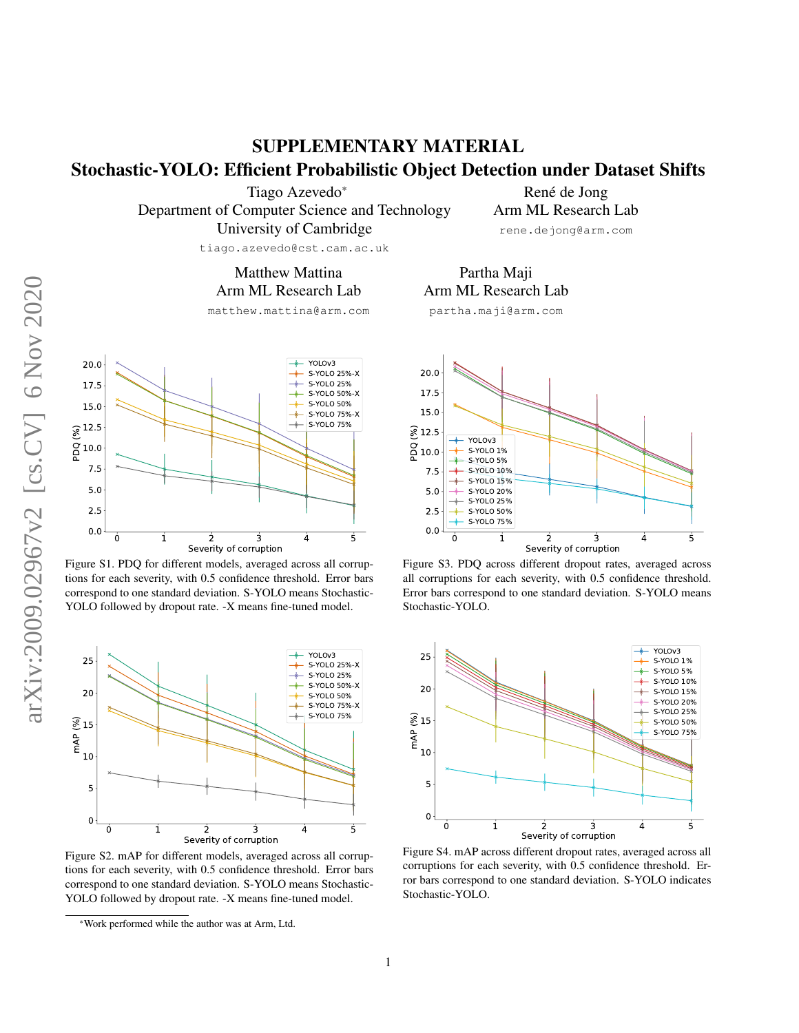# SUPPLEMENTARY MATERIAL

# Stochastic-YOLO: Efficient Probabilistic Object Detection under Dataset Shifts

Tiago Azevedo*
Department of Computer Science and Technology
University of Cambridge
tiago.azevedo@cst.cam.ac.uk

René de Jong
Arm ML Research Lab
rene.dejong@arm.com

Matthew Mattina
Arm ML Research Lab
matthew.mattina@arm.com

Partha Maji
Arm ML Research Lab
partha.maji@arm.com

PDQ (%)
Severity of corruption
YOLOv3
S-YOLO 25%-X
S-YOLO 25%
S-YOLO 50%-X
S-YOLO 50%
S-YOLO 75%-X
S-YOLO 75%

Figure S1. PDQ for different models, averaged across all corruptions for each severity, with 0.5 confidence threshold. Error bars correspond to one standard deviation. S-YOLO means Stochastic-YOLO followed by dropout rate. -X means fine-tuned model.

mAP (%)
Severity of corruption
YOLOv3
S-YOLO 25%-X
S-YOLO 25%
S-YOLO 50%-X
S-YOLO 50%
S-YOLO 75%-X
S-YOLO 75%

Figure S2. mAP for different models, averaged across all corruptions for each severity, with 0.5 confidence threshold. Error bars correspond to one standard deviation. S-YOLO means Stochastic-YOLO followed by dropout rate. -X means fine-tuned model.

PDQ (%)
Severity of corruption
YOLOv3
S-YOLO 1%
S-YOLO 5%
S-YOLO 10%
S-YOLO 15%
S-YOLO 20%
S-YOLO 25%
S-YOLO 50%
S-YOLO 75%

Figure S3. PDQ across different dropout rates, averaged across all corruptions for each severity, with 0.5 confidence threshold. Error bars correspond to one standard deviation. S-YOLO means Stochastic-YOLO.

mAP (%)
Severity of corruption
YOLOv3
S-YOLO 1%
S-YOLO 5%
S-YOLO 10%
S-YOLO 15%
S-YOLO 20%
S-YOLO 25%
S-YOLO 50%
S-YOLO 75%

Figure S4. mAP across different dropout rates, averaged across all corruptions for each severity, with 0.5 confidence threshold. Error bars correspond to one standard deviation. S-YOLO indicates Stochastic-YOLO.

*Work performed while the author was at Arm, Ltd.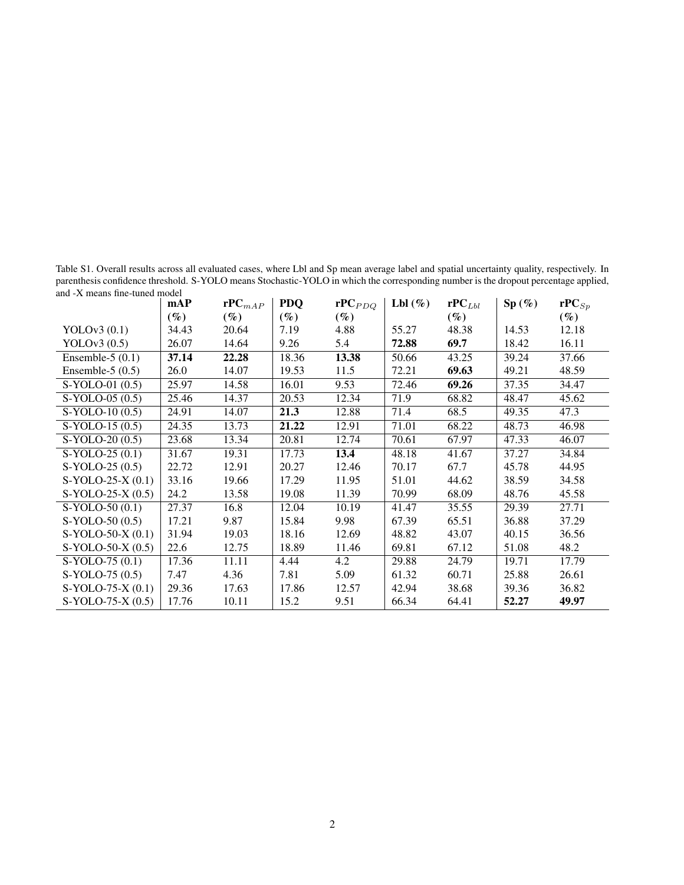Table S1. Overall results across all evaluated cases, where Lbl and Sp mean average label and spatial uncertainty quality, respectively. In parenthesis confidence threshold. S-YOLO means Stochastic-YOLO in which the corresponding number is the dropout percentage applied, and -X means fine-tuned model

| | **mAP (%)** | **rPC$_{mAP}$ (%)** | **PDQ (%)** | **rPC$_{PDQ}$ (%)** | **Lbl (%)** | **rPC$_{Lbl}$ (%)** | **Sp (%)** | **rPC$_{Sp}$ (%)** |
|---|---|---|---|---|---|---|---|---|
| YOLOv3 (0.1) | 34.43 | 20.64 | 7.19 | 4.88 | 55.27 | 48.38 | 14.53 | 12.18 |
| YOLOv3 (0.5) | 26.07 | 14.64 | 9.26 | 5.4 | **72.88** | **69.7** | 18.42 | 16.11 |
| Ensemble-5 (0.1) | **37.14** | **22.28** | 18.36 | **13.38** | 50.66 | 43.25 | 39.24 | 37.66 |
| Ensemble-5 (0.5) | 26.0 | 14.07 | 19.53 | 11.5 | 72.21 | **69.63** | 49.21 | 48.59 |
| S-YOLO-01 (0.5) | 25.97 | 14.58 | 16.01 | 9.53 | 72.46 | **69.26** | 37.35 | 34.47 |
| S-YOLO-05 (0.5) | 25.46 | 14.37 | 20.53 | 12.34 | 71.9 | 68.82 | 48.47 | 45.62 |
| S-YOLO-10 (0.5) | 24.91 | 14.07 | **21.3** | 12.88 | 71.4 | 68.5 | 49.35 | 47.3 |
| S-YOLO-15 (0.5) | 24.35 | 13.73 | **21.22** | 12.91 | 71.01 | 68.22 | 48.73 | 46.98 |
| S-YOLO-20 (0.5) | 23.68 | 13.34 | 20.81 | 12.74 | 70.61 | 67.97 | 47.33 | 46.07 |
| S-YOLO-25 (0.1) | 31.67 | 19.31 | 17.73 | **13.4** | 48.18 | 41.67 | 37.27 | 34.84 |
| S-YOLO-25 (0.5) | 22.72 | 12.91 | 20.27 | 12.46 | 70.17 | 67.7 | 45.78 | 44.95 |
| S-YOLO-25-X (0.1) | 33.16 | 19.66 | 17.29 | 11.95 | 51.01 | 44.62 | 38.59 | 34.58 |
| S-YOLO-25-X (0.5) | 24.2 | 13.58 | 19.08 | 11.39 | 70.99 | 68.09 | 48.76 | 45.58 |
| S-YOLO-50 (0.1) | 27.37 | 16.8 | 12.04 | 10.19 | 41.47 | 35.55 | 29.39 | 27.71 |
| S-YOLO-50 (0.5) | 17.21 | 9.87 | 15.84 | 9.98 | 67.39 | 65.51 | 36.88 | 37.29 |
| S-YOLO-50-X (0.1) | 31.94 | 19.03 | 18.16 | 12.69 | 48.82 | 43.07 | 40.15 | 36.56 |
| S-YOLO-50-X (0.5) | 22.6 | 12.75 | 18.89 | 11.46 | 69.81 | 67.12 | 51.08 | 48.2 |
| S-YOLO-75 (0.1) | 17.36 | 11.11 | 4.44 | 4.2 | 29.88 | 24.79 | 19.71 | 17.79 |
| S-YOLO-75 (0.5) | 7.47 | 4.36 | 7.81 | 5.09 | 61.32 | 60.71 | 25.88 | 26.61 |
| S-YOLO-75-X (0.1) | 29.36 | 17.63 | 17.86 | 12.57 | 42.94 | 38.68 | 39.36 | 36.82 |
| S-YOLO-75-X (0.5) | 17.76 | 10.11 | 15.2 | 9.51 | 66.34 | 64.41 | **52.27** | **49.97** |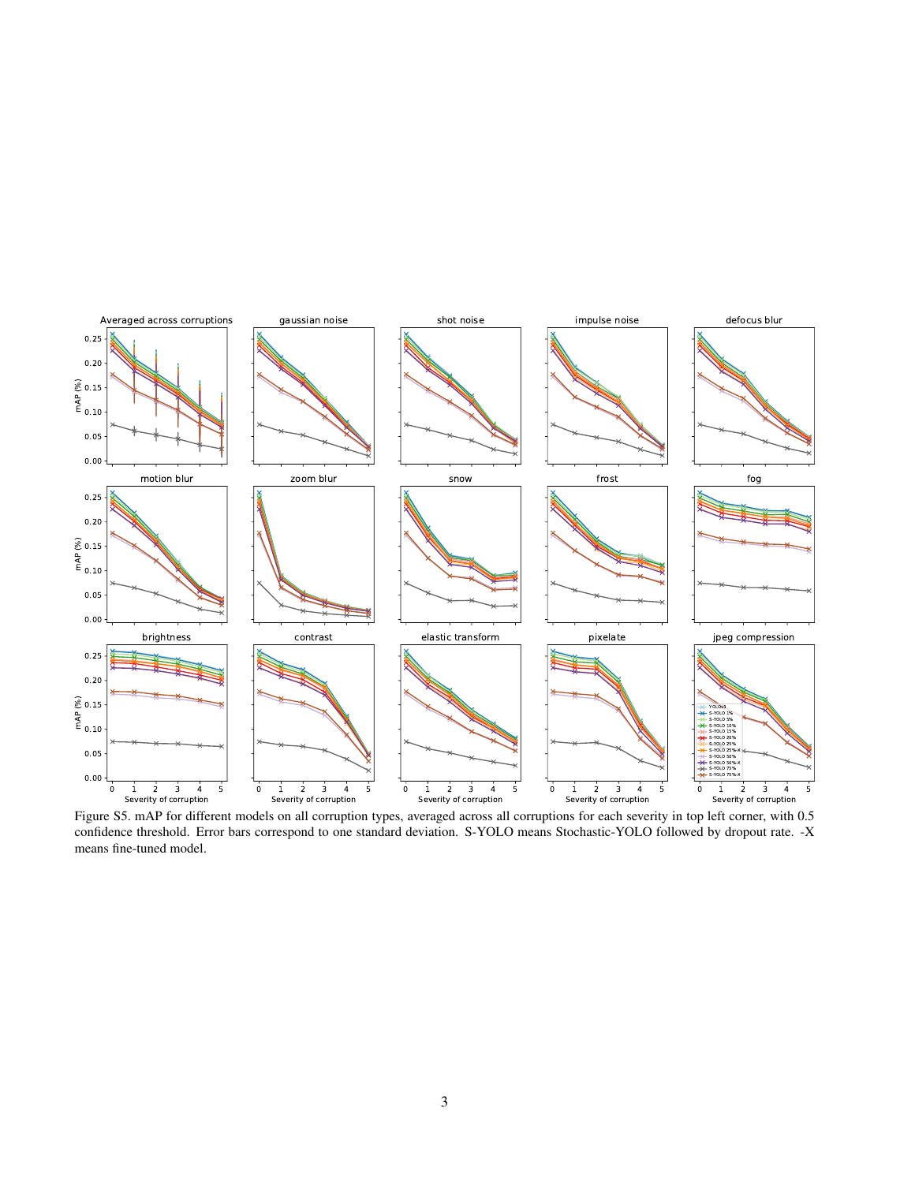Averaged across corruptions

gaussian noise

shot noise

impulse noise

defocus blur

motion blur

zoom blur

snow

frost

fog

brightness

contrast

elastic transform

pixelate

jpeg compression

mAP (%)

0.25 0.20 0.15 0.10 0.05 0.00

Severity of corruption

0 1 2 3 4 5

YOLOv3
S-YOLO 1%
S-YOLO 5%
S-YOLO 10%
S-YOLO 15%
S-YOLO 20%
S-YOLO 25%
S-YOLO 25%-X
S-YOLO 50%
S-YOLO 50%-X
S-YOLO 75%
S-YOLO 75%-X

Figure S5. mAP for different models on all corruption types, averaged across all corruptions for each severity in top left corner, with 0.5 confidence threshold. Error bars correspond to one standard deviation. S-YOLO means Stochastic-YOLO followed by dropout rate. -X means fine-tuned model.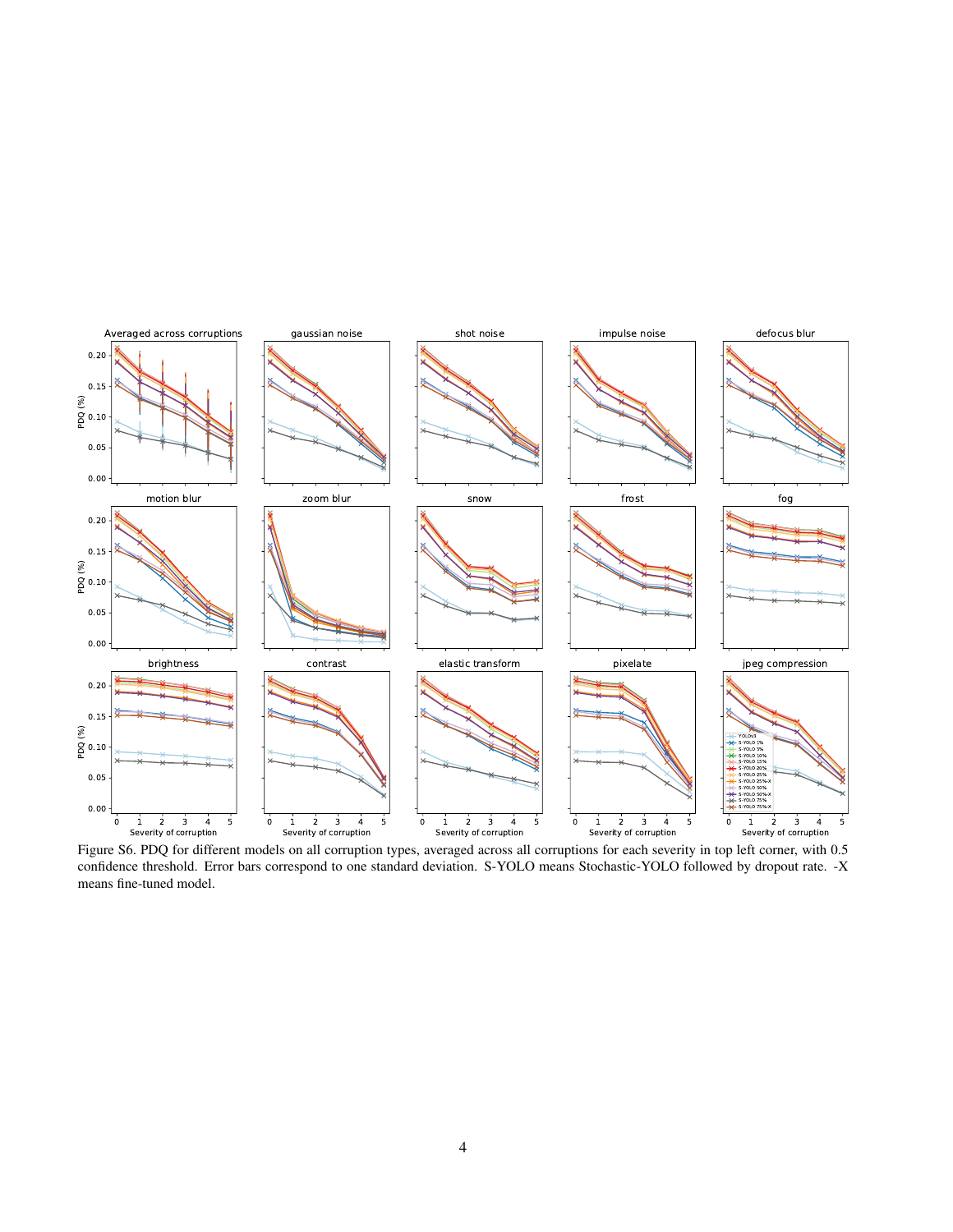Averaged across corruptions

gaussian noise

shot noise

impulse noise

defocus blur

motion blur

zoom blur

snow

frost

fog

brightness

contrast

elastic transform

pixelate

jpeg compression

PDQ (%)

Severity of corruption

0.00 0.05 0.10 0.15 0.20

0 1 2 3 4 5

YOLOv3
S-YOLO 1%
S-YOLO 5%
S-YOLO 10%
S-YOLO 15%
S-YOLO 20%
S-YOLO 25%
S-YOLO 25%-X
S-YOLO 50%
S-YOLO 50%-X
S-YOLO 75%
S-YOLO 75%-X

Figure S6. PDQ for different models on all corruption types, averaged across all corruptions for each severity in top left corner, with 0.5 confidence threshold. Error bars correspond to one standard deviation. S-YOLO means Stochastic-YOLO followed by dropout rate. -X means fine-tuned model.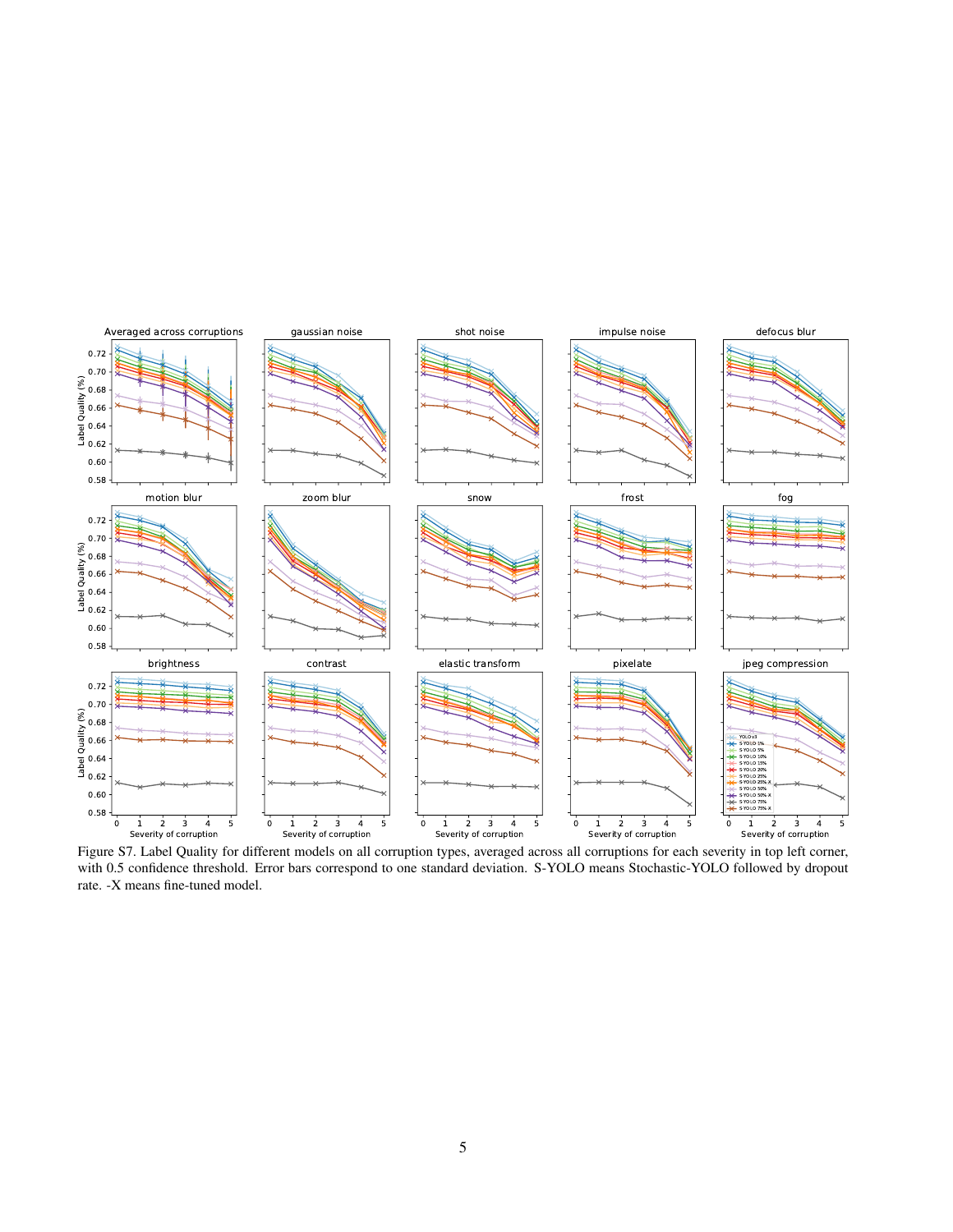Averaged across corruptions

gaussian noise

shot noise

impulse noise

defocus blur

motion blur

zoom blur

snow

frost

fog

brightness

contrast

elastic transform

pixelate

jpeg compression

Label Quality (%)

0.72
0.70
0.68
0.66
0.64
0.62
0.60
0.58

Severity of corruption

0 1 2 3 4 5

YOLOv3
S-YOLO 1%
S-YOLO 5%
S-YOLO 10%
S-YOLO 15%
S-YOLO 20%
S-YOLO 25%
S-YOLO 25% X
S-YOLO 50%
S-YOLO 50% X
S-YOLO 75%
S-YOLO 75% X

Figure S7. Label Quality for different models on all corruption types, averaged across all corruptions for each severity in top left corner, with 0.5 confidence threshold. Error bars correspond to one standard deviation. S-YOLO means Stochastic-YOLO followed by dropout rate. -X means fine-tuned model.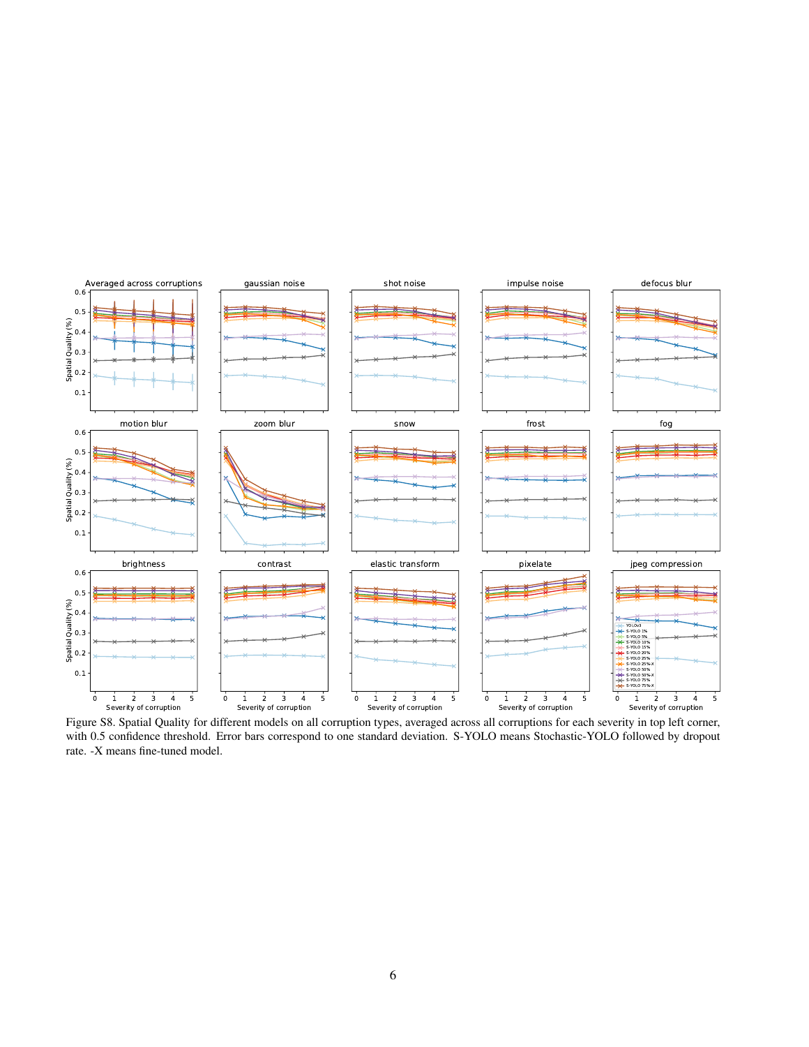Averaged across corruptions

gaussian noise

shot noise

impulse noise

defocus blur

motion blur

zoom blur

snow

frost

fog

brightness

contrast

elastic transform

pixelate

jpeg compression

Spatial Quality (%)

0.6
0.5
0.4
0.3
0.2
0.1

Severity of corruption

0 1 2 3 4 5

YOLOv3
S-YOLO 1%
S-YOLO 5%
S-YOLO 10%
S-YOLO 15%
S-YOLO 20%
S-YOLO 25%
S-YOLO 25%-X
S-YOLO 50%
S-YOLO 50%-X
S-YOLO 75%
S-YOLO 75%-X

Figure S8. Spatial Quality for different models on all corruption types, averaged across all corruptions for each severity in top left corner, with 0.5 confidence threshold. Error bars correspond to one standard deviation. S-YOLO means Stochastic-YOLO followed by dropout rate. -X means fine-tuned model.